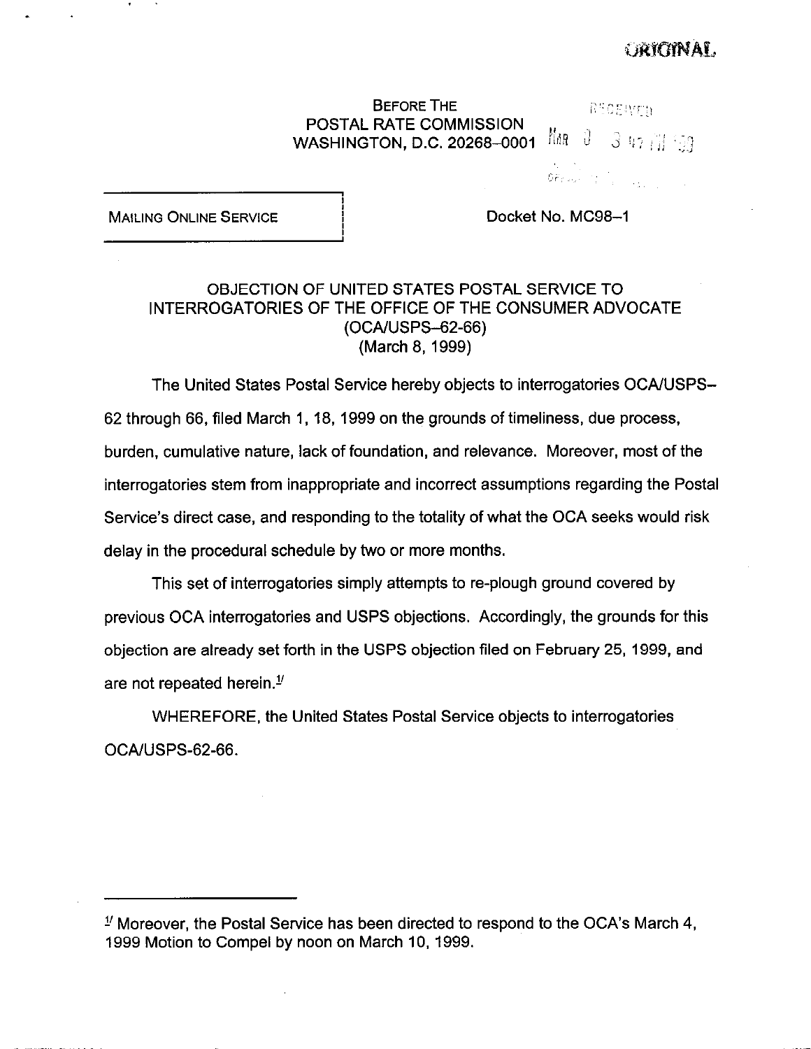ORIGINAL

BEFORE THE
POSTAL RATE COMMISSION
WASHINGTON, D.C. 20268-0001

RECEIVED
MAR 8 3 47 PM '99

MAILING ONLINE SERVICE

Docket No. MC98-1

## OBJECTION OF UNITED STATES POSTAL SERVICE TO INTERROGATORIES OF THE OFFICE OF THE CONSUMER ADVOCATE (OCA/USPS-62-66) (March 8, 1999)

The United States Postal Service hereby objects to interrogatories OCA/USPS-62 through 66, filed March 1, 18, 1999 on the grounds of timeliness, due process, burden, cumulative nature, lack of foundation, and relevance. Moreover, most of the interrogatories stem from inappropriate and incorrect assumptions regarding the Postal Service's direct case, and responding to the totality of what the OCA seeks would risk delay in the procedural schedule by two or more months.

This set of interrogatories simply attempts to re-plough ground covered by previous OCA interrogatories and USPS objections. Accordingly, the grounds for this objection are already set forth in the USPS objection filed on February 25, 1999, and are not repeated herein.[1]

WHEREFORE, the United States Postal Service objects to interrogatories OCA/USPS-62-66.

---

[1] Moreover, the Postal Service has been directed to respond to the OCA's March 4, 1999 Motion to Compel by noon on March 10, 1999.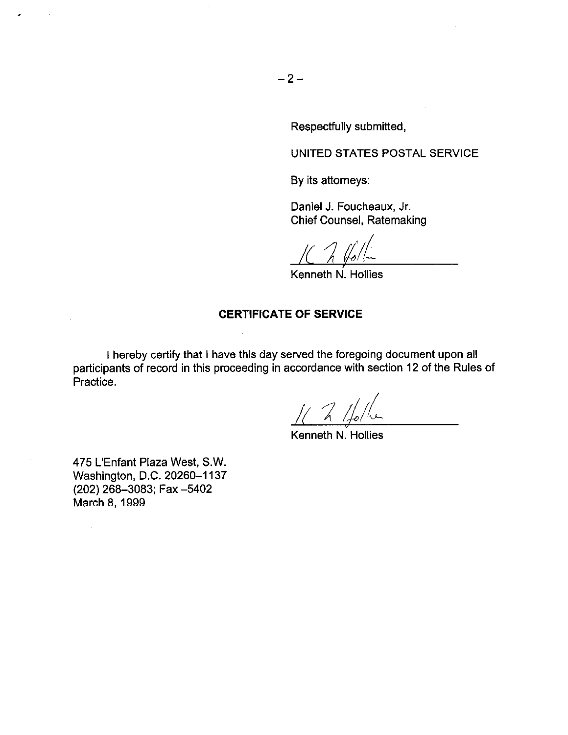Respectfully submitted,

UNITED STATES POSTAL SERVICE

By its attorneys:

Daniel J. Foucheaux, Jr.
Chief Counsel, Ratemaking

Kenneth N. Hollies

**CERTIFICATE OF SERVICE**

I hereby certify that I have this day served the foregoing document upon all participants of record in this proceeding in accordance with section 12 of the Rules of Practice.

Kenneth N. Hollies

475 L'Enfant Plaza West, S.W.
Washington, D.C. 20260–1137
(202) 268–3083; Fax –5402
March 8, 1999